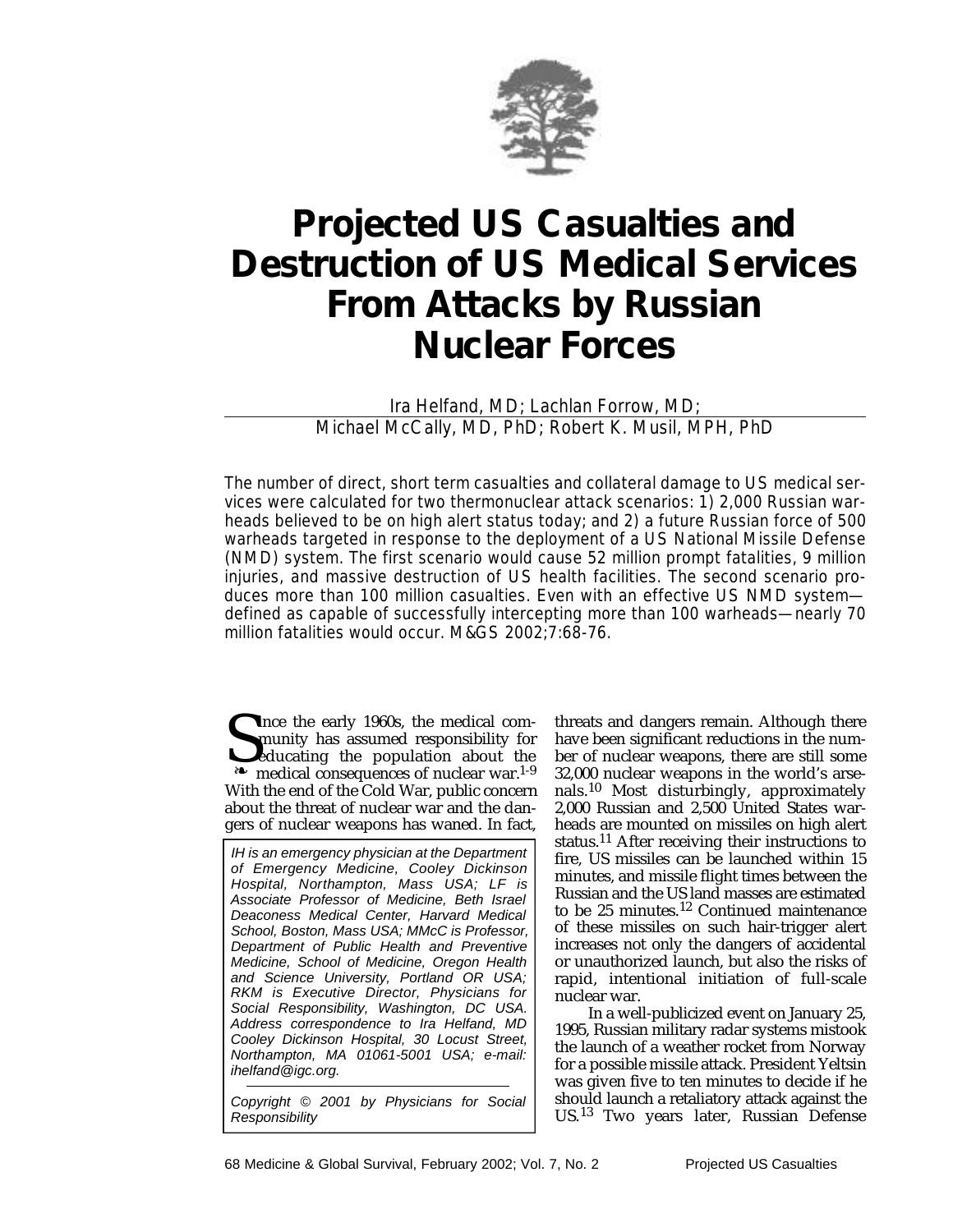# Projected US Casualties and Destruction of US Medical Services From Attacks by Russian Nuclear Forces

Ira Helfand, MD; Lachlan Forrow, MD; Michael McCally, MD, PhD; Robert K. Musil, MPH, PhD

The number of direct, short term casualties and collateral damage to US medical services were calculated for two thermonuclear attack scenarios: 1) 2,000 Russian warheads believed to be on high alert status today; and 2) a future Russian force of 500 warheads targeted in response to the deployment of a US National Missile Defense (NMD) system. The first scenario would cause 52 million prompt fatalities, 9 million injuries, and massive destruction of US health facilities. The second scenario produces more than 100 million casualties. Even with an effective US NMD system—defined as capable of successfully intercepting more than 100 warheads—nearly 70 million fatalities would occur. M&GS 2002;7:68-76.

Since the early 1960s, the medical community has assumed responsibility for educating the population about the medical consequences of nuclear war.[1-9] With the end of the Cold War, public concern about the threat of nuclear war and the dangers of nuclear weapons has waned. In fact, threats and dangers remain. Although there have been significant reductions in the number of nuclear weapons, there are still some 32,000 nuclear weapons in the world's arsenals.[10] Most disturbingly, approximately 2,000 Russian and 2,500 United States warheads are mounted on missiles on high alert status.[11] After receiving their instructions to fire, US missiles can be launched within 15 minutes, and missile flight times between the Russian and the US land masses are estimated to be 25 minutes.[12] Continued maintenance of these missiles on such hair-trigger alert increases not only the dangers of accidental or unauthorized launch, but also the risks of rapid, intentional initiation of full-scale nuclear war.

In a well-publicized event on January 25, 1995, Russian military radar systems mistook the launch of a weather rocket from Norway for a possible missile attack. President Yeltsin was given five to ten minutes to decide if he should launch a retaliatory attack against the US.[13] Two years later, Russian Defense

*IH is an emergency physician at the Department of Emergency Medicine, Cooley Dickinson Hospital, Northampton, Mass USA; LF is Associate Professor of Medicine, Beth Israel Deaconess Medical Center, Harvard Medical School, Boston, Mass USA; MMcC is Professor, Department of Public Health and Preventive Medicine, School of Medicine, Oregon Health and Science University, Portland OR USA; RKM is Executive Director, Physicians for Social Responsibility, Washington, DC USA. Address correspondence to Ira Helfand, MD Cooley Dickinson Hospital, 30 Locust Street, Northampton, MA 01061-5001 USA; e-mail: ihelfand@igc.org.*

*Copyright © 2001 by Physicians for Social Responsibility*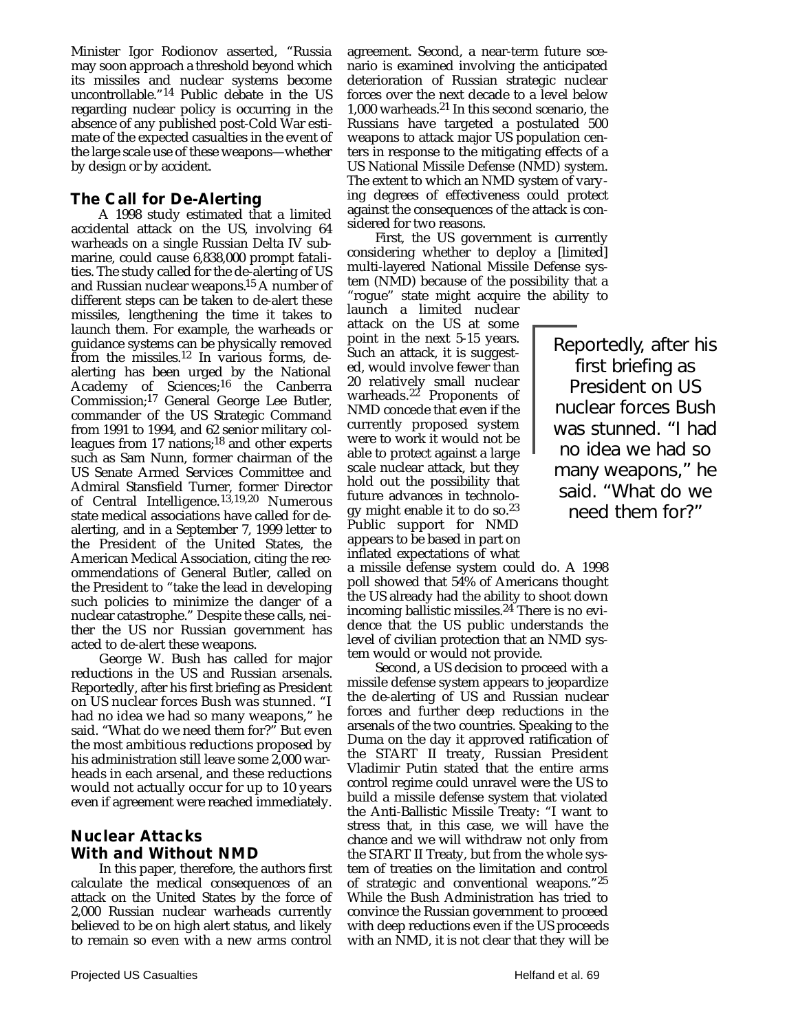Minister Igor Rodionov asserted, "Russia may soon approach a threshold beyond which its missiles and nuclear systems become uncontrollable."[14] Public debate in the US regarding nuclear policy is occurring in the absence of any published post-Cold War estimate of the expected casualties in the event of the large scale use of these weapons—whether by design or by accident.

## The Call for De-Alerting

A 1998 study estimated that a limited accidental attack on the US, involving 64 warheads on a single Russian Delta IV submarine, could cause 6,838,000 prompt fatalities. The study called for the de-alerting of US and Russian nuclear weapons.[15] A number of different steps can be taken to de-alert these missiles, lengthening the time it takes to launch them. For example, the warheads or guidance systems can be physically removed from the missiles.[12] In various forms, de-alerting has been urged by the National Academy of Sciences;[16] the Canberra Commission;[17] General George Lee Butler, commander of the US Strategic Command from 1991 to 1994, and 62 senior military colleagues from 17 nations;[18] and other experts such as Sam Nunn, former chairman of the US Senate Armed Services Committee and Admiral Stansfield Turner, former Director of Central Intelligence.[13,19,20] Numerous state medical associations have called for de-alerting, and in a September 7, 1999 letter to the President of the United States, the American Medical Association, citing the recommendations of General Butler, called on the President to "take the lead in developing such policies to minimize the danger of a nuclear catastrophe." Despite these calls, neither the US nor Russian government has acted to de-alert these weapons.

George W. Bush has called for major reductions in the US and Russian arsenals. Reportedly, after his first briefing as President on US nuclear forces Bush was stunned. "I had no idea we had so many weapons," he said. "What do we need them for?" But even the most ambitious reductions proposed by his administration still leave some 2,000 warheads in each arsenal, and these reductions would not actually occur for up to 10 years even if agreement were reached immediately.

## Nuclear Attacks With and Without NMD

In this paper, therefore, the authors first calculate the medical consequences of an attack on the United States by the force of 2,000 Russian nuclear warheads currently believed to be on high alert status, and likely to remain so even with a new arms control agreement. Second, a near-term future scenario is examined involving the anticipated deterioration of Russian strategic nuclear forces over the next decade to a level below 1,000 warheads.[21] In this second scenario, the Russians have targeted a postulated 500 weapons to attack major US population centers in response to the mitigating effects of a US National Missile Defense (NMD) system. The extent to which an NMD system of varying degrees of effectiveness could protect against the consequences of the attack is considered for two reasons.

First, the US government is currently considering whether to deploy a [limited] multi-layered National Missile Defense system (NMD) because of the possibility that a "rogue" state might acquire the ability to launch a limited nuclear attack on the US at some point in the next 5-15 years. Such an attack, it is suggested, would involve fewer than 20 relatively small nuclear warheads.[22] Proponents of NMD concede that even if the currently proposed system were to work it would not be able to protect against a large scale nuclear attack, but they hold out the possibility that future advances in technology might enable it to do so.[23] Public support for NMD appears to be based in part on inflated expectations of what a missile defense system could do. A 1998 poll showed that 54% of Americans thought the US already had the ability to shoot down incoming ballistic missiles.[24] There is no evidence that the US public understands the level of civilian protection that an NMD system would or would not provide.

> Reportedly, after his first briefing as President on US nuclear forces Bush was stunned. "I had no idea we had so many weapons," he said. "What do we need them for?"

Second, a US decision to proceed with a missile defense system appears to jeopardize the de-alerting of US and Russian nuclear forces and further deep reductions in the arsenals of the two countries. Speaking to the Duma on the day it approved ratification of the START II treaty, Russian President Vladimir Putin stated that the entire arms control regime could unravel were the US to build a missile defense system that violated the Anti-Ballistic Missile Treaty: "I want to stress that, in this case, we will have the chance and we will withdraw not only from the START II Treaty, but from the whole system of treaties on the limitation and control of strategic and conventional weapons."[25] While the Bush Administration has tried to convince the Russian government to proceed with deep reductions even if the US proceeds with an NMD, it is not clear that they will be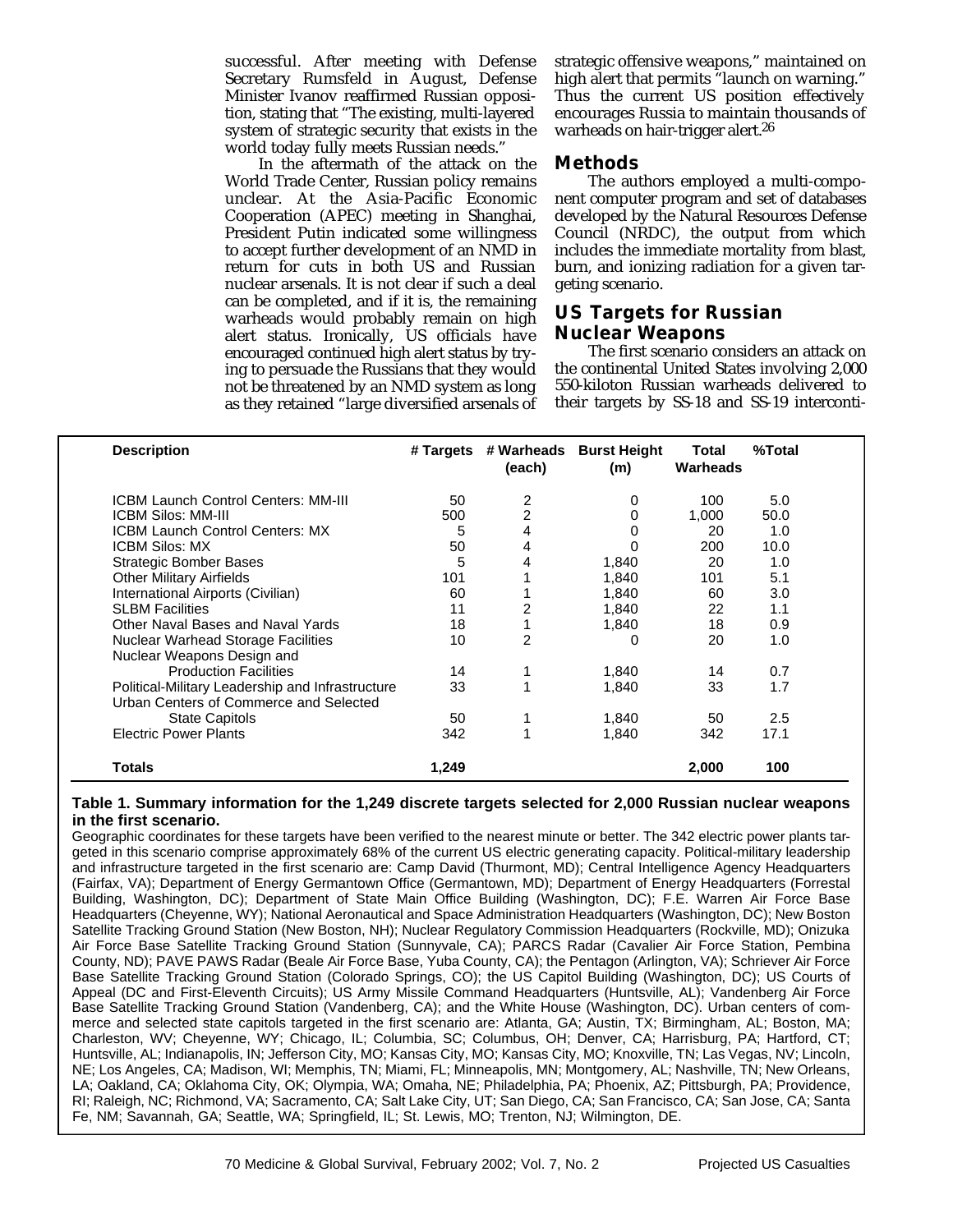successful. After meeting with Defense Secretary Rumsfeld in August, Defense Minister Ivanov reaffirmed Russian opposition, stating that "The existing, multi-layered system of strategic security that exists in the world today fully meets Russian needs."

In the aftermath of the attack on the World Trade Center, Russian policy remains unclear. At the Asia-Pacific Economic Cooperation (APEC) meeting in Shanghai, President Putin indicated some willingness to accept further development of an NMD in return for cuts in both US and Russian nuclear arsenals. It is not clear if such a deal can be completed, and if it is, the remaining warheads would probably remain on high alert status. Ironically, US officials have encouraged continued high alert status by trying to persuade the Russians that they would not be threatened by an NMD system as long as they retained "large diversified arsenals of strategic offensive weapons," maintained on high alert that permits "launch on warning." Thus the current US position effectively encourages Russia to maintain thousands of warheads on hair-trigger alert.[26]

## Methods

The authors employed a multi-component computer program and set of databases developed by the Natural Resources Defense Council (NRDC), the output from which includes the immediate mortality from blast, burn, and ionizing radiation for a given targeting scenario.

## US Targets for Russian Nuclear Weapons

The first scenario considers an attack on the continental United States involving 2,000 550-kiloton Russian warheads delivered to their targets by SS-18 and SS-19 interconti-

| Description | # Targets | # Warheads (each) | Burst Height (m) | Total Warheads | %Total |
|---|---|---|---|---|---|
| ICBM Launch Control Centers: MM-III | 50 | 2 | 0 | 100 | 5.0 |
| ICBM Silos: MM-III | 500 | 2 | 0 | 1,000 | 50.0 |
| ICBM Launch Control Centers: MX | 5 | 4 | 0 | 20 | 1.0 |
| ICBM Silos: MX | 50 | 4 | 0 | 200 | 10.0 |
| Strategic Bomber Bases | 5 | 4 | 1,840 | 20 | 1.0 |
| Other Military Airfields | 101 | 1 | 1,840 | 101 | 5.1 |
| International Airports (Civilian) | 60 | 1 | 1,840 | 60 | 3.0 |
| SLBM Facilities | 11 | 2 | 1,840 | 22 | 1.1 |
| Other Naval Bases and Naval Yards | 18 | 1 | 1,840 | 18 | 0.9 |
| Nuclear Warhead Storage Facilities | 10 | 2 | 0 | 20 | 1.0 |
| Nuclear Weapons Design and Production Facilities | 14 | 1 | 1,840 | 14 | 0.7 |
| Political-Military Leadership and Infrastructure | 33 | 1 | 1,840 | 33 | 1.7 |
| Urban Centers of Commerce and Selected State Capitols | 50 | 1 | 1,840 | 50 | 2.5 |
| Electric Power Plants | 342 | 1 | 1,840 | 342 | 17.1 |
| **Totals** | **1,249** | | | **2,000** | **100** |

**Table 1. Summary information for the 1,249 discrete targets selected for 2,000 Russian nuclear weapons in the first scenario.**

Geographic coordinates for these targets have been verified to the nearest minute or better. The 342 electric power plants targeted in this scenario comprise approximately 68% of the current US electric generating capacity. Political-military leadership and infrastructure targeted in the first scenario are: Camp David (Thurmont, MD); Central Intelligence Agency Headquarters (Fairfax, VA); Department of Energy Germantown Office (Germantown, MD); Department of Energy Headquarters (Forrestal Building, Washington, DC); Department of State Main Office Building (Washington, DC); F.E. Warren Air Force Base Headquarters (Cheyenne, WY); National Aeronautical and Space Administration Headquarters (Washington, DC); New Boston Satellite Tracking Ground Station (New Boston, NH); Nuclear Regulatory Commission Headquarters (Rockville, MD); Onizuka Air Force Base Satellite Tracking Ground Station (Sunnyvale, CA); PARCS Radar (Cavalier Air Force Station, Pembina County, ND); PAVE PAWS Radar (Beale Air Force Base, Yuba County, CA); the Pentagon (Arlington, VA); Schriever Air Force Base Satellite Tracking Ground Station (Colorado Springs, CO); the US Capitol Building (Washington, DC); US Courts of Appeal (DC and First-Eleventh Circuits); US Army Missile Command Headquarters (Huntsville, AL); Vandenberg Air Force Base Satellite Tracking Ground Station (Vandenberg, CA); and the White House (Washington, DC). Urban centers of commerce and selected state capitols targeted in the first scenario are: Atlanta, GA; Austin, TX; Birmingham, AL; Boston, MA; Charleston, WV; Cheyenne, WY; Chicago, IL; Columbia, SC; Columbus, OH; Denver, CA; Harrisburg, PA; Hartford, CT; Huntsville, AL; Indianapolis, IN; Jefferson City, MO; Kansas City, MO; Kansas City, MO; Knoxville, TN; Las Vegas, NV; Lincoln, NE; Los Angeles, CA; Madison, WI; Memphis, TN; Miami, FL; Minneapolis, MN; Montgomery, AL; Nashville, TN; New Orleans, LA; Oakland, CA; Oklahoma City, OK; Olympia, WA; Omaha, NE; Philadelphia, PA; Phoenix, AZ; Pittsburgh, PA; Providence, RI; Raleigh, NC; Richmond, VA; Sacramento, CA; Salt Lake City, UT; San Diego, CA; San Francisco, CA; San Jose, CA; Santa Fe, NM; Savannah, GA; Seattle, WA; Springfield, IL; St. Lewis, MO; Trenton, NJ; Wilmington, DE.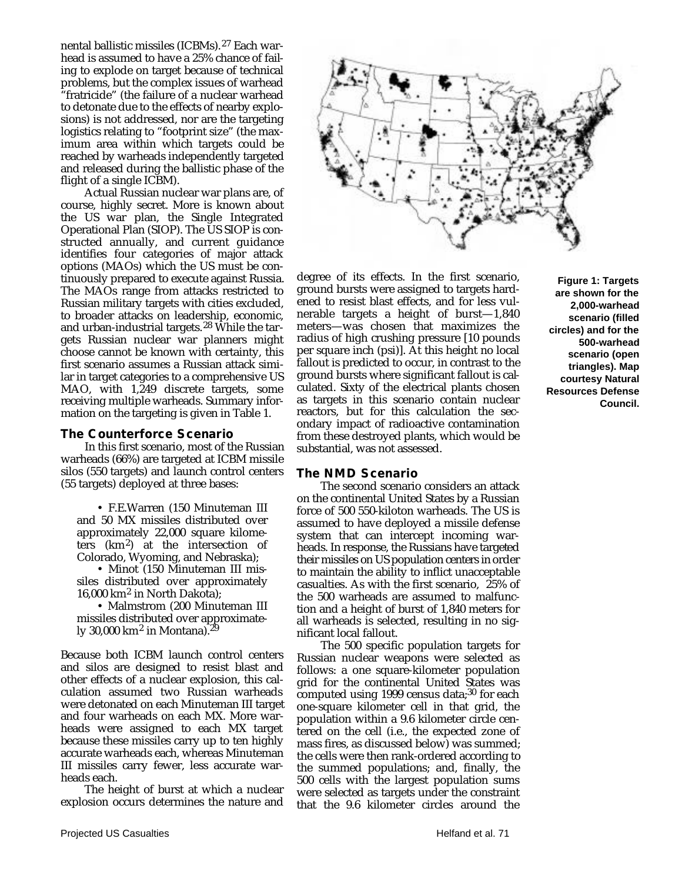nental ballistic missiles (ICBMs).[27] Each warhead is assumed to have a 25% chance of failing to explode on target because of technical problems, but the complex issues of warhead "fratricide" (the failure of a nuclear warhead to detonate due to the effects of nearby explosions) is not addressed, nor are the targeting logistics relating to "footprint size" (the maximum area within which targets could be reached by warheads independently targeted and released during the ballistic phase of the flight of a single ICBM).

Actual Russian nuclear war plans are, of course, highly secret. More is known about the US war plan, the Single Integrated Operational Plan (SIOP). The US SIOP is constructed annually, and current guidance identifies four categories of major attack options (MAOs) which the US must be continuously prepared to execute against Russia. The MAOs range from attacks restricted to Russian military targets with cities excluded, to broader attacks on leadership, economic, and urban-industrial targets.[28] While the targets Russian nuclear war planners might choose cannot be known with certainty, this first scenario assumes a Russian attack similar in target categories to a comprehensive US MAO, with 1,249 discrete targets, some receiving multiple warheads. Summary information on the targeting is given in Table 1.

## The Counterforce Scenario

In this first scenario, most of the Russian warheads (66%) are targeted at ICBM missile silos (550 targets) and launch control centers (55 targets) deployed at three bases:

- F.E.Warren (150 Minuteman III and 50 MX missiles distributed over approximately 22,000 square kilometers (km$^2$) at the intersection of Colorado, Wyoming, and Nebraska);
- Minot (150 Minuteman III missiles distributed over approximately 16,000 km$^2$ in North Dakota);
- Malmstrom (200 Minuteman III missiles distributed over approximately 30,000 km$^2$ in Montana).[29]

Because both ICBM launch control centers and silos are designed to resist blast and other effects of a nuclear explosion, this calculation assumed two Russian warheads were detonated on each Minuteman III target and four warheads on each MX. More warheads were assigned to each MX target because these missiles carry up to ten highly accurate warheads each, whereas Minuteman III missiles carry fewer, less accurate warheads each.

The height of burst at which a nuclear explosion occurs determines the nature and degree of its effects. In the first scenario, ground bursts were assigned to targets hardened to resist blast effects, and for less vulnerable targets a height of burst—1,840 meters—was chosen that maximizes the radius of high crushing pressure [10 pounds per square inch (psi)]. At this height no local fallout is predicted to occur, in contrast to the ground bursts where significant fallout is calculated. Sixty of the electrical plants chosen as targets in this scenario contain nuclear reactors, but for this calculation the secondary impact of radioactive contamination from these destroyed plants, which would be substantial, was not assessed.

**Figure 1: Targets are shown for the 2,000-warhead scenario (filled circles) and for the 500-warhead scenario (open triangles). Map courtesy Natural Resources Defense Council.**

## The NMD Scenario

The second scenario considers an attack on the continental United States by a Russian force of 500 550-kiloton warheads. The US is assumed to have deployed a missile defense system that can intercept incoming warheads. In response, the Russians have targeted their missiles on US population centers in order to maintain the ability to inflict unacceptable casualties. As with the first scenario, 25% of the 500 warheads are assumed to malfunction and a height of burst of 1,840 meters for all warheads is selected, resulting in no significant local fallout.

The 500 specific population targets for Russian nuclear weapons were selected as follows: a one square-kilometer population grid for the continental United States was computed using 1999 census data;[30] for each one-square kilometer cell in that grid, the population within a 9.6 kilometer circle centered on the cell (i.e., the expected zone of mass fires, as discussed below) was summed; the cells were then rank-ordered according to the summed populations; and, finally, the 500 cells with the largest population sums were selected as targets under the constraint that the 9.6 kilometer circles around the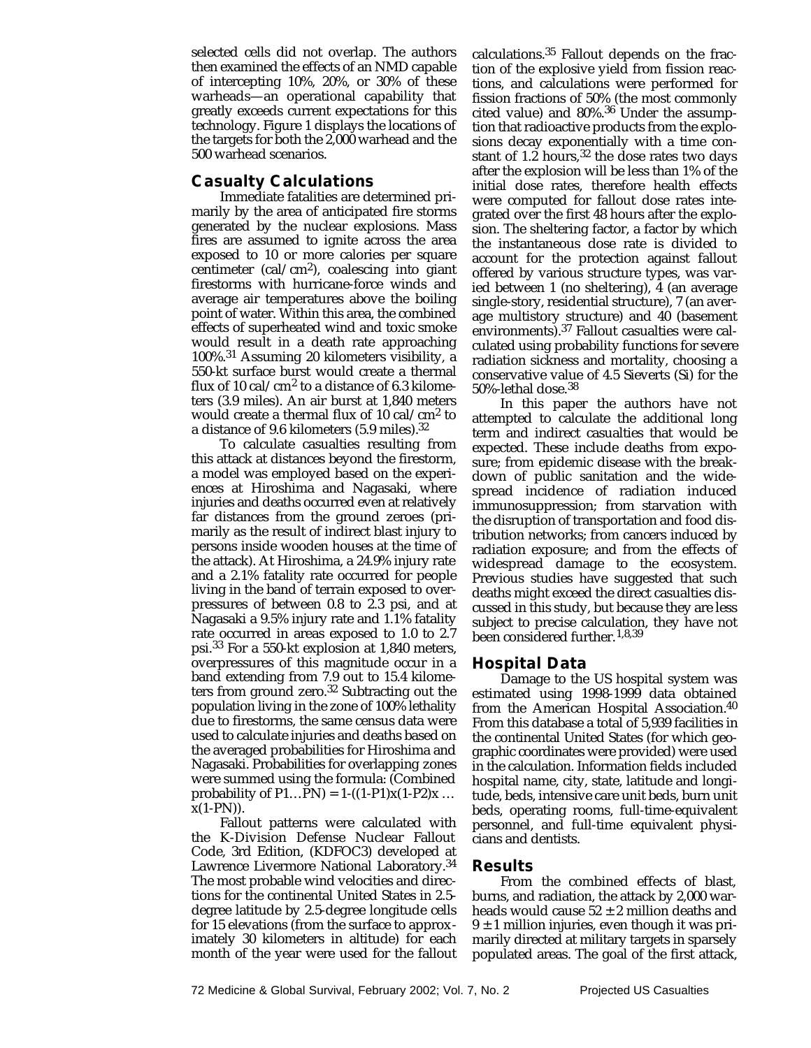selected cells did not overlap. The authors then examined the effects of an NMD capable of intercepting 10%, 20%, or 30% of these warheads—an operational capability that greatly exceeds current expectations for this technology. Figure 1 displays the locations of the targets for both the 2,000 warhead and the 500 warhead scenarios.

## Casualty Calculations

Immediate fatalities are determined primarily by the area of anticipated fire storms generated by the nuclear explosions. Mass fires are assumed to ignite across the area exposed to 10 or more calories per square centimeter (cal/cm$^2$), coalescing into giant firestorms with hurricane-force winds and average air temperatures above the boiling point of water. Within this area, the combined effects of superheated wind and toxic smoke would result in a death rate approaching 100%.[31] Assuming 20 kilometers visibility, a 550-kt surface burst would create a thermal flux of 10 cal/cm$^2$ to a distance of 6.3 kilometers (3.9 miles). An air burst at 1,840 meters would create a thermal flux of 10 cal/cm$^2$ to a distance of 9.6 kilometers (5.9 miles).[32]

To calculate casualties resulting from this attack at distances beyond the firestorm, a model was employed based on the experiences at Hiroshima and Nagasaki, where injuries and deaths occurred even at relatively far distances from the ground zeroes (primarily as the result of indirect blast injury to persons inside wooden houses at the time of the attack). At Hiroshima, a 24.9% injury rate and a 2.1% fatality rate occurred for people living in the band of terrain exposed to overpressures of between 0.8 to 2.3 psi, and at Nagasaki a 9.5% injury rate and 1.1% fatality rate occurred in areas exposed to 1.0 to 2.7 psi.[33] For a 550-kt explosion at 1,840 meters, overpressures of this magnitude occur in a band extending from 7.9 out to 15.4 kilometers from ground zero.[32] Subtracting out the population living in the zone of 100% lethality due to firestorms, the same census data were used to calculate injuries and deaths based on the averaged probabilities for Hiroshima and Nagasaki. Probabilities for overlapping zones were summed using the formula: (Combined probability of $P1 \ldots PN$) = $1-((1-P1)x(1-P2)x \ldots x(1-PN))$.

Fallout patterns were calculated with the K-Division Defense Nuclear Fallout Code, 3rd Edition, (KDFOC3) developed at Lawrence Livermore National Laboratory.[34] The most probable wind velocities and directions for the continental United States in 2.5-degree latitude by 2.5-degree longitude cells for 15 elevations (from the surface to approximately 30 kilometers in altitude) for each month of the year were used for the fallout calculations.[35] Fallout depends on the fraction of the explosive yield from fission reactions, and calculations were performed for fission fractions of 50% (the most commonly cited value) and 80%.[36] Under the assumption that radioactive products from the explosions decay exponentially with a time constant of 1.2 hours,[32] the dose rates two days after the explosion will be less than 1% of the initial dose rates, therefore health effects were computed for fallout dose rates integrated over the first 48 hours after the explosion. The sheltering factor, a factor by which the instantaneous dose rate is divided to account for the protection against fallout offered by various structure types, was varied between 1 (no sheltering), 4 (an average single-story, residential structure), 7 (an average multistory structure) and 40 (basement environments).[37] Fallout casualties were calculated using probability functions for severe radiation sickness and mortality, choosing a conservative value of 4.5 Sieverts (Si) for the 50%-lethal dose.[38]

In this paper the authors have not attempted to calculate the additional long term and indirect casualties that would be expected. These include deaths from exposure; from epidemic disease with the breakdown of public sanitation and the widespread incidence of radiation induced immunosuppression; from starvation with the disruption of transportation and food distribution networks; from cancers induced by radiation exposure; and from the effects of widespread damage to the ecosystem. Previous studies have suggested that such deaths might exceed the direct casualties discussed in this study, but because they are less subject to precise calculation, they have not been considered further.[1,8,39]

## Hospital Data

Damage to the US hospital system was estimated using 1998-1999 data obtained from the American Hospital Association.[40] From this database a total of 5,939 facilities in the continental United States (for which geographic coordinates were provided) were used in the calculation. Information fields included hospital name, city, state, latitude and longitude, beds, intensive care unit beds, burn unit beds, operating rooms, full-time-equivalent personnel, and full-time equivalent physicians and dentists.

## Results

From the combined effects of blast, burns, and radiation, the attack by 2,000 warheads would cause $52 \pm 2$ million deaths and $9 \pm 1$ million injuries, even though it was primarily directed at military targets in sparsely populated areas. The goal of the first attack,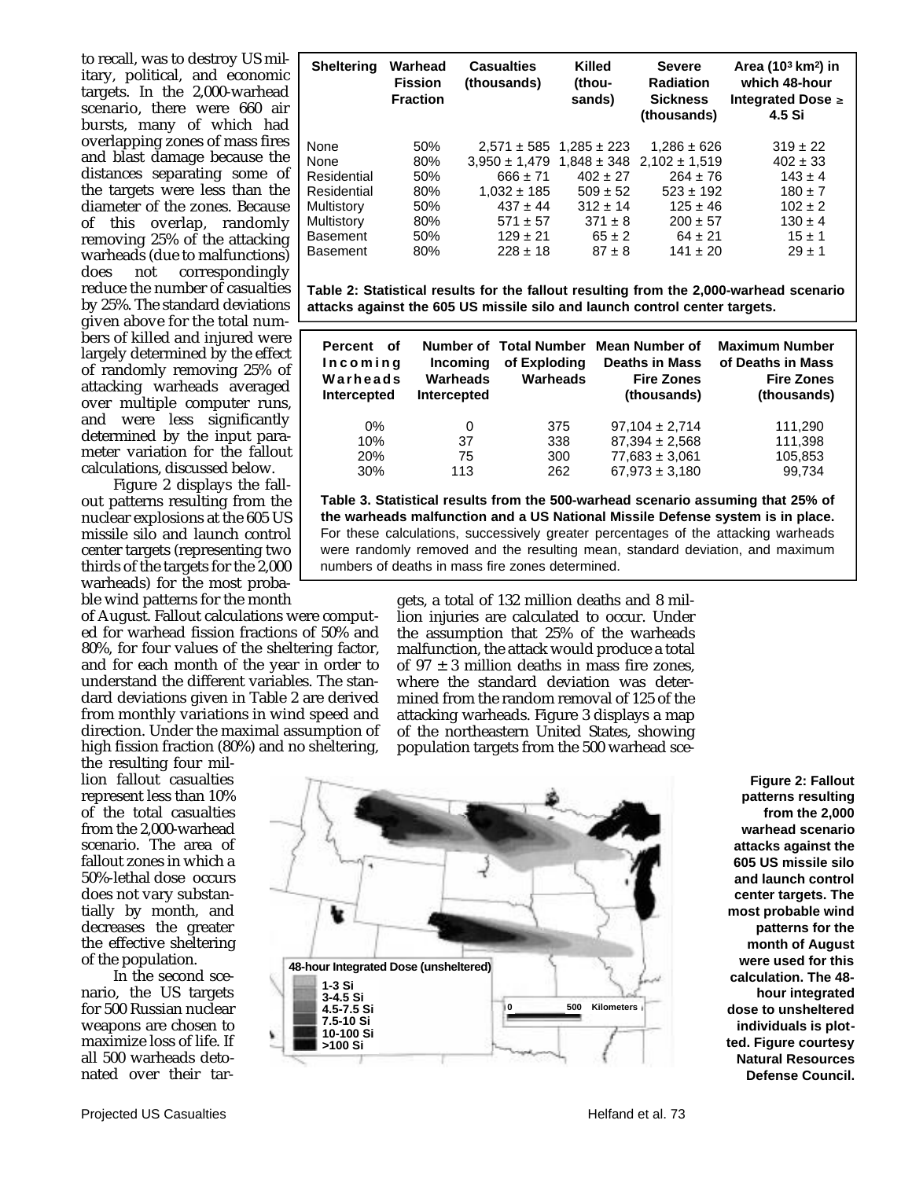to recall, was to destroy US military, political, and economic targets. In the 2,000-warhead scenario, there were 660 air bursts, many of which had overlapping zones of mass fires and blast damage because the distances separating some of the targets were less than the diameter of the zones. Because of this overlap, randomly removing 25% of the attacking warheads (due to malfunctions) does not correspondingly reduce the number of casualties by 25%. The standard deviations given above for the total numbers of killed and injured were largely determined by the effect of randomly removing 25% of attacking warheads averaged over multiple computer runs, and were less significantly determined by the input parameter variation for the fallout calculations, discussed below.

Figure 2 displays the fallout patterns resulting from the nuclear explosions at the 605 US missile silo and launch control center targets (representing two thirds of the targets for the 2,000 warheads) for the most probable wind patterns for the month of August. Fallout calculations were computed for warhead fission fractions of 50% and 80%, for four values of the sheltering factor, and for each month of the year in order to understand the different variables. The standard deviations given in Table 2 are derived from monthly variations in wind speed and direction. Under the maximal assumption of high fission fraction (80%) and no sheltering, the resulting four million fallout casualties represent less than 10% of the total casualties from the 2,000-warhead scenario. The area of fallout zones in which a 50%-lethal dose occurs does not vary substantially by month, and decreases the greater the effective sheltering of the population.

In the second scenario, the US targets for 500 Russian nuclear weapons are chosen to maximize loss of life. If all 500 warheads detonated over their targets, a total of 132 million deaths and 8 million injuries are calculated to occur. Under the assumption that 25% of the warheads malfunction, the attack would produce a total of $97 \pm 3$ million deaths in mass fire zones, where the standard deviation was determined from the random removal of 125 of the attacking warheads. Figure 3 displays a map of the northeastern United States, showing population targets from the 500 warhead sce-

| Sheltering | Warhead Fission Fraction | Casualties (thousands) | Killed (thousands) | Severe Radiation Sickness (thousands) | Area ($10^3$ km$^2$) in which 48-hour Integrated Dose ≥ 4.5 Si |
|---|---|---|---|---|---|
| None | 50% | 2,571 ± 585 | 1,285 ± 223 | 1,286 ± 626 | 319 ± 22 |
| None | 80% | 3,950 ± 1,479 | 1,848 ± 348 | 2,102 ± 1,519 | 402 ± 33 |
| Residential | 50% | 666 ± 71 | 402 ± 27 | 264 ± 76 | 143 ± 4 |
| Residential | 80% | 1,032 ± 185 | 509 ± 52 | 523 ± 192 | 180 ± 7 |
| Multistory | 50% | 437 ± 44 | 312 ± 14 | 125 ± 46 | 102 ± 2 |
| Multistory | 80% | 571 ± 57 | 371 ± 8 | 200 ± 57 | 130 ± 4 |
| Basement | 50% | 129 ± 21 | 65 ± 2 | 64 ± 21 | 15 ± 1 |
| Basement | 80% | 228 ± 18 | 87 ± 8 | 141 ± 20 | 29 ± 1 |

**Table 2: Statistical results for the fallout resulting from the 2,000-warhead scenario attacks against the 605 US missile silo and launch control center targets.**

| Percent of Incoming Warheads Intercepted | Number of Incoming Warheads Intercepted | Total Number of Exploding Warheads | Mean Number of Deaths in Mass Fire Zones (thousands) | Maximum Number of Deaths in Mass Fire Zones (thousands) |
|---|---|---|---|---|
| 0% | 0 | 375 | 97,104 ± 2,714 | 111,290 |
| 10% | 37 | 338 | 87,394 ± 2,568 | 111,398 |
| 20% | 75 | 300 | 77,683 ± 3,061 | 105,853 |
| 30% | 113 | 262 | 67,973 ± 3,180 | 99,734 |

**Table 3. Statistical results from the 500-warhead scenario assuming that 25% of the warheads malfunction and a US National Missile Defense system is in place.** For these calculations, successively greater percentages of the attacking warheads were randomly removed and the resulting mean, standard deviation, and maximum numbers of deaths in mass fire zones determined.

**Figure 2: Fallout patterns resulting from the 2,000 warhead scenario attacks against the 605 US missile silo and launch control center targets. The most probable wind patterns for the month of August were used for this calculation. The 48-hour integrated dose to unsheltered individuals is plotted. Figure courtesy Natural Resources Defense Council.**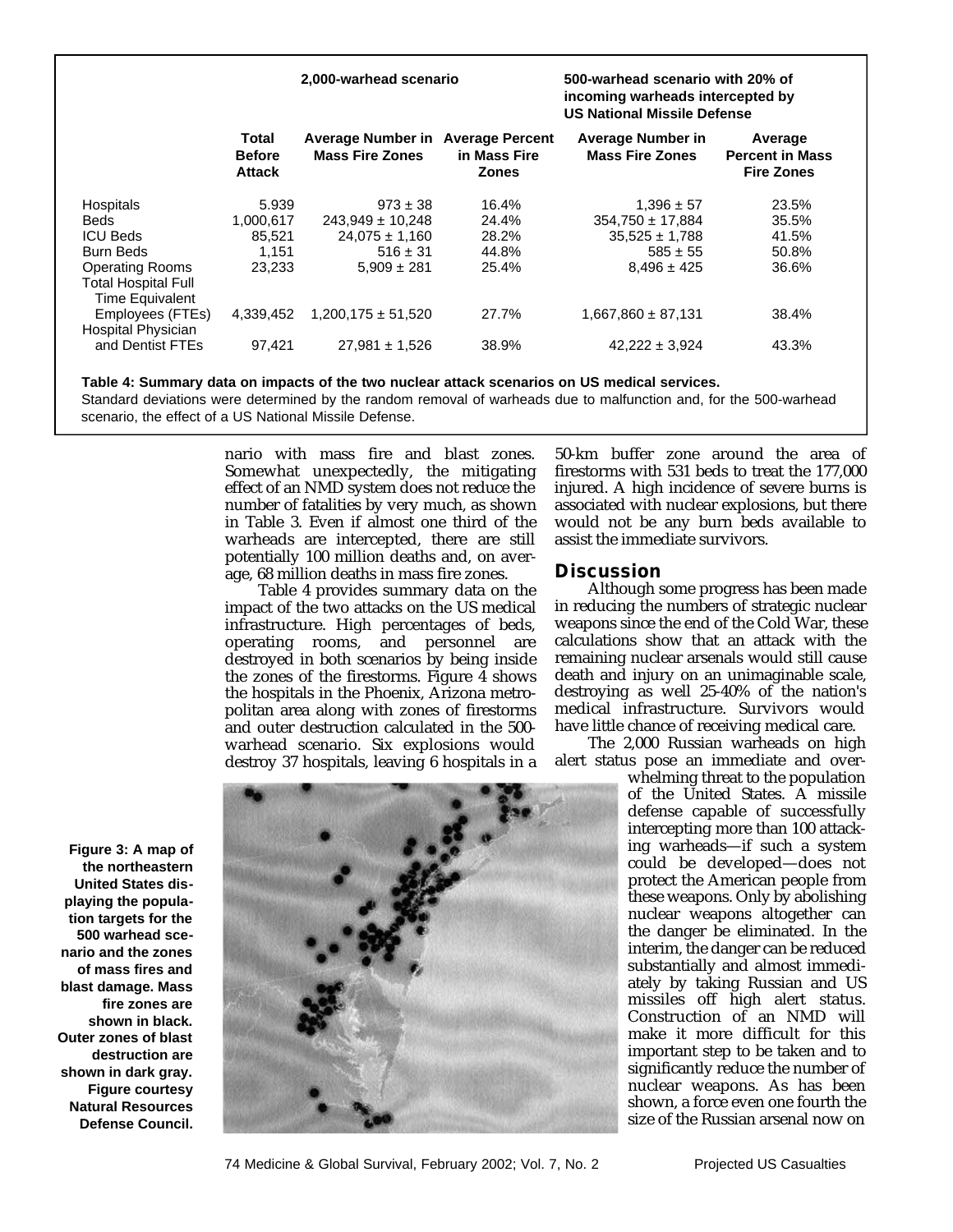| | Total Before Attack | 2,000-warhead scenario | | 500-warhead scenario with 20% of incoming warheads intercepted by US National Missile Defense | |
|---|---|---|---|---|---|
| | | Average Number in Mass Fire Zones | Average Percent in Mass Fire Zones | Average Number in Mass Fire Zones | Average Percent in Mass Fire Zones |
| Hospitals | 5.939 | $973 \pm 38$ | 16.4% | $1,396 \pm 57$ | 23.5% |
| Beds | 1,000,617 | $243,949 \pm 10,248$ | 24.4% | $354,750 \pm 17,884$ | 35.5% |
| ICU Beds | 85,521 | $24,075 \pm 1,160$ | 28.2% | $35,525 \pm 1,788$ | 41.5% |
| Burn Beds | 1,151 | $516 \pm 31$ | 44.8% | $585 \pm 55$ | 50.8% |
| Operating Rooms | 23,233 | $5,909 \pm 281$ | 25.4% | $8,496 \pm 425$ | 36.6% |
| Total Hospital Full Time Equivalent Employees (FTEs) | 4,339,452 | $1,200,175 \pm 51,520$ | 27.7% | $1,667,860 \pm 87,131$ | 38.4% |
| Hospital Physician and Dentist FTEs | 97,421 | $27,981 \pm 1,526$ | 38.9% | $42,222 \pm 3,924$ | 43.3% |

**Table 4: Summary data on impacts of the two nuclear attack scenarios on US medical services.**
Standard deviations were determined by the random removal of warheads due to malfunction and, for the 500-warhead scenario, the effect of a US National Missile Defense.

nario with mass fire and blast zones. Somewhat unexpectedly, the mitigating effect of an NMD system does not reduce the number of fatalities by very much, as shown in Table 3. Even if almost one third of the warheads are intercepted, there are still potentially 100 million deaths and, on average, 68 million deaths in mass fire zones.

Table 4 provides summary data on the impact of the two attacks on the US medical infrastructure. High percentages of beds, operating rooms, and personnel are destroyed in both scenarios by being inside the zones of the firestorms. Figure 4 shows the hospitals in the Phoenix, Arizona metropolitan area along with zones of firestorms and outer destruction calculated in the 500-warhead scenario. Six explosions would destroy 37 hospitals, leaving 6 hospitals in a 50-km buffer zone around the area of firestorms with 531 beds to treat the 177,000 injured. A high incidence of severe burns is associated with nuclear explosions, but there would not be any burn beds available to assist the immediate survivors.

**Figure 3: A map of the northeastern United States displaying the population targets for the 500 warhead scenario and the zones of mass fires and blast damage. Mass fire zones are shown in black. Outer zones of blast destruction are shown in dark gray. Figure courtesy Natural Resources Defense Council.**

## Discussion

Although some progress has been made in reducing the numbers of strategic nuclear weapons since the end of the Cold War, these calculations show that an attack with the remaining nuclear arsenals would still cause death and injury on an unimaginable scale, destroying as well 25-40% of the nation's medical infrastructure. Survivors would have little chance of receiving medical care.

The 2,000 Russian warheads on high alert status pose an immediate and overwhelming threat to the population of the United States. A missile defense capable of successfully intercepting more than 100 attacking warheads—if such a system could be developed—does not protect the American people from these weapons. Only by abolishing nuclear weapons altogether can the danger be eliminated. In the interim, the danger can be reduced substantially and almost immediately by taking Russian and US missiles off high alert status. Construction of an NMD will make it more difficult for this important step to be taken and to significantly reduce the number of nuclear weapons. As has been shown, a force even one fourth the size of the Russian arsenal now on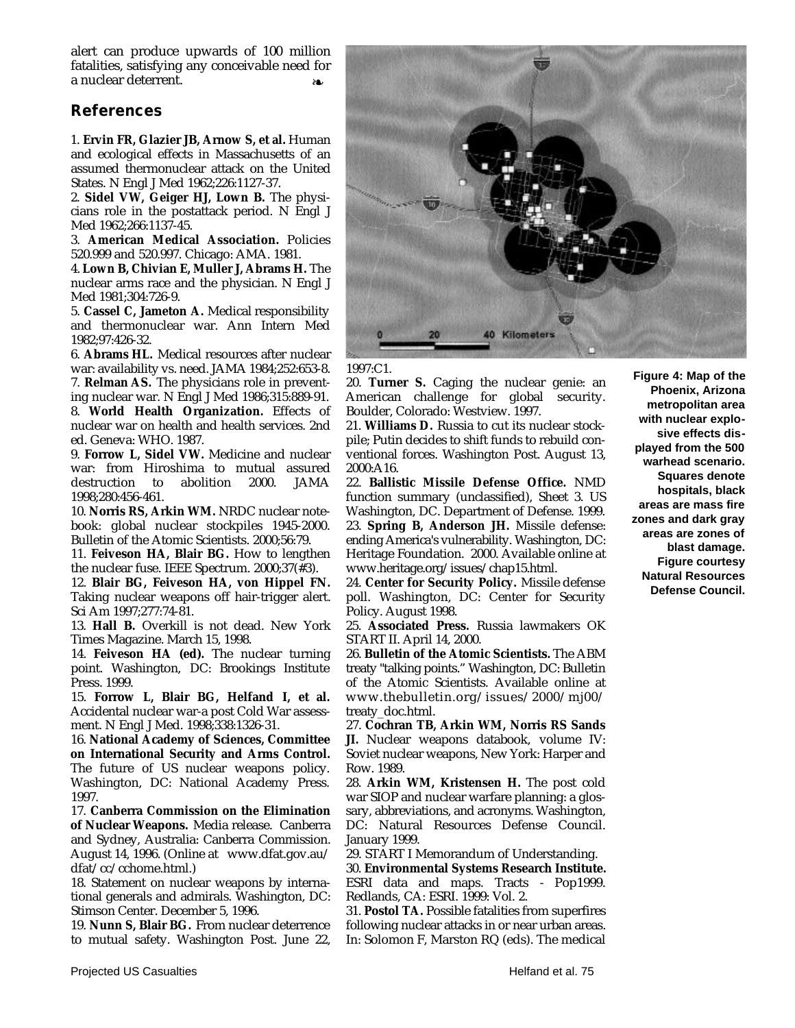alert can produce upwards of 100 million fatalities, satisfying any conceivable need for a nuclear deterrent. ❧

## References

1. **Ervin FR, Glazier JB, Arnow S, et al.** Human and ecological effects in Massachusetts of an assumed thermonuclear attack on the United States. N Engl J Med 1962;226:1127-37.

2. **Sidel VW, Geiger HJ, Lown B.** The physicians role in the postattack period. N Engl J Med 1962;266:1137-45.

3. **American Medical Association.** Policies 520.999 and 520.997. Chicago: AMA. 1981.

4. **Lown B, Chivian E, Muller J, Abrams H.** The nuclear arms race and the physician. N Engl J Med 1981;304:726-9.

5. **Cassel C, Jameton A.** Medical responsibility and thermonuclear war. Ann Intern Med 1982;97:426-32.

6. **Abrams HL.** Medical resources after nuclear war: availability vs. need. JAMA 1984;252:653-8.

7. **Relman AS.** The physicians role in preventing nuclear war. N Engl J Med 1986;315:889-91.

8. **World Health Organization.** Effects of nuclear war on health and health services. 2nd ed. Geneva: WHO. 1987.

9. **Forrow L, Sidel VW.** Medicine and nuclear war: from Hiroshima to mutual assured destruction to abolition 2000. JAMA 1998;280:456-461.

10. **Norris RS, Arkin WM.** NRDC nuclear notebook: global nuclear stockpiles 1945-2000. Bulletin of the Atomic Scientists. 2000;56:79.

11. **Feiveson HA, Blair BG.** How to lengthen the nuclear fuse. IEEE Spectrum. 2000;37(#3).

12. **Blair BG, Feiveson HA, von Hippel FN.** Taking nuclear weapons off hair-trigger alert. Sci Am 1997;277:74-81.

13. **Hall B.** Overkill is not dead. New York Times Magazine. March 15, 1998.

14. **Feiveson HA (ed).** The nuclear turning point. Washington, DC: Brookings Institute Press. 1999.

15. **Forrow L, Blair BG, Helfand I, et al.** Accidental nuclear war-a post Cold War assessment. N Engl J Med. 1998;338:1326-31.

16. **National Academy of Sciences, Committee on International Security and Arms Control.** The future of US nuclear weapons policy. Washington, DC: National Academy Press. 1997.

17. **Canberra Commission on the Elimination of Nuclear Weapons.** Media release. Canberra and Sydney, Australia: Canberra Commission. August 14, 1996. (Online at www.dfat.gov.au/dfat/cc/cchome.html.)

18. Statement on nuclear weapons by international generals and admirals. Washington, DC: Stimson Center. December 5, 1996.

19. **Nunn S, Blair BG.** From nuclear deterrence to mutual safety. Washington Post. June 22, 1997:C1.

20. **Turner S.** Caging the nuclear genie: an American challenge for global security. Boulder, Colorado: Westview. 1997.

21. **Williams D.** Russia to cut its nuclear stockpile; Putin decides to shift funds to rebuild conventional forces. Washington Post. August 13, 2000:A16.

22. **Ballistic Missile Defense Office.** NMD function summary (unclassified), Sheet 3. US Washington, DC. Department of Defense. 1999.

23. **Spring B, Anderson JH.** Missile defense: ending America's vulnerability. Washington, DC: Heritage Foundation. 2000. Available online at www.heritage.org/issues/chap15.html.

24. **Center for Security Policy.** Missile defense poll. Washington, DC: Center for Security Policy. August 1998.

25. **Associated Press.** Russia lawmakers OK START II. April 14, 2000.

26. **Bulletin of the Atomic Scientists.** The ABM treaty "talking points." Washington, DC: Bulletin of the Atomic Scientists. Available online at www.thebulletin.org/issues/2000/mj00/treaty_doc.html.

27. **Cochran TB, Arkin WM, Norris RS Sands JI.** Nuclear weapons databook, volume IV: Soviet nuclear weapons, New York: Harper and Row. 1989.

28. **Arkin WM, Kristensen H.** The post cold war SIOP and nuclear warfare planning: a glossary, abbreviations, and acronyms. Washington, DC: Natural Resources Defense Council. January 1999.

29. START I Memorandum of Understanding.

30. **Environmental Systems Research Institute.** ESRI data and maps. Tracts - Pop1999. Redlands, CA: ESRI. 1999: Vol. 2.

31. **Postol TA.** Possible fatalities from superfires following nuclear attacks in or near urban areas. In: Solomon F, Marston RQ (eds). The medical

**Figure 4: Map of the Phoenix, Arizona metropolitan area with nuclear explosive effects displayed from the 500 warhead scenario. Squares denote hospitals, black areas are mass fire zones and dark gray areas are zones of blast damage. Figure courtesy Natural Resources Defense Council.**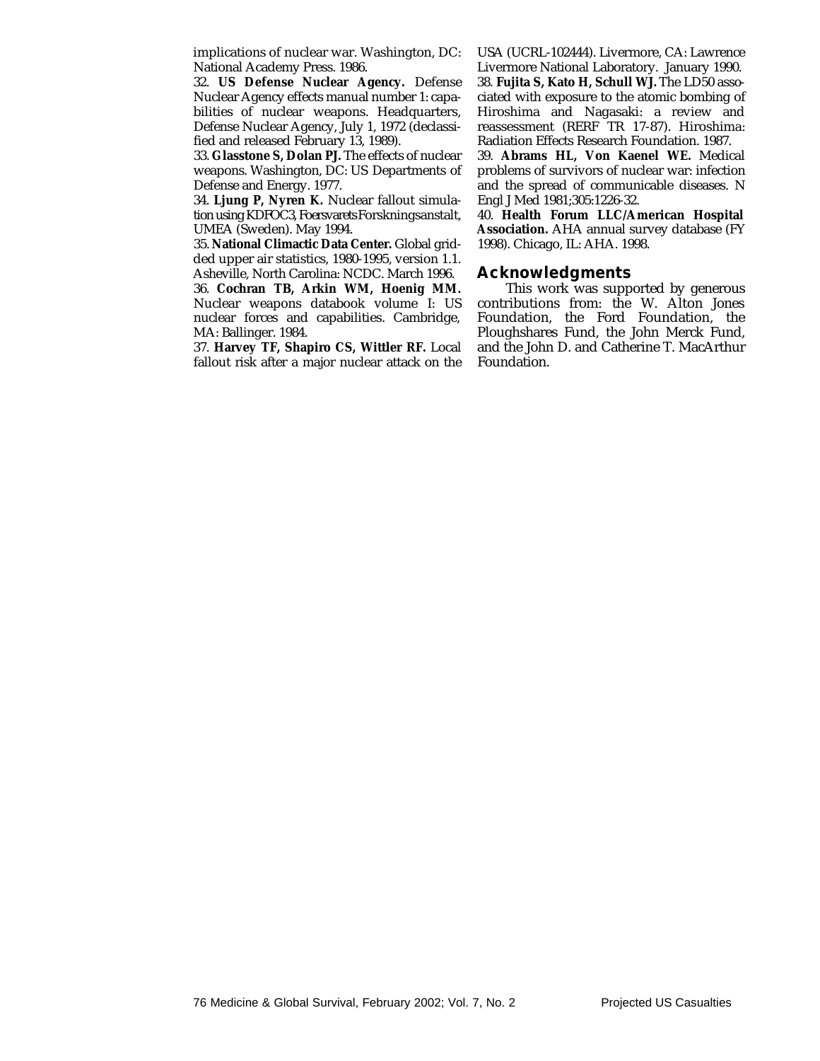implications of nuclear war. Washington, DC: National Academy Press. 1986.

32. **US Defense Nuclear Agency.** Defense Nuclear Agency effects manual number 1: capabilities of nuclear weapons. Headquarters, Defense Nuclear Agency, July 1, 1972 (declassified and released February 13, 1989).

33. **Glasstone S, Dolan PJ.** The effects of nuclear weapons. Washington, DC: US Departments of Defense and Energy. 1977.

34. **Ljung P, Nyren K.** Nuclear fallout simulation using KDFOC3, Foersvarets Forskningsanstalt, UMEA (Sweden). May 1994.

35. **National Climactic Data Center.** Global gridded upper air statistics, 1980-1995, version 1.1. Asheville, North Carolina: NCDC. March 1996.

36. **Cochran TB, Arkin WM, Hoenig MM.** Nuclear weapons databook volume I: US nuclear forces and capabilities. Cambridge, MA: Ballinger. 1984.

37. **Harvey TF, Shapiro CS, Wittler RF.** Local fallout risk after a major nuclear attack on the USA (UCRL-102444). Livermore, CA: Lawrence Livermore National Laboratory. January 1990.

38. **Fujita S, Kato H, Schull WJ.** The LD50 associated with exposure to the atomic bombing of Hiroshima and Nagasaki: a review and reassessment (RERF TR 17-87). Hiroshima: Radiation Effects Research Foundation. 1987.

39. **Abrams HL, Von Kaenel WE.** Medical problems of survivors of nuclear war: infection and the spread of communicable diseases. N Engl J Med 1981;305:1226-32.

40. **Health Forum LLC/American Hospital Association.** AHA annual survey database (FY 1998). Chicago, IL: AHA. 1998.

## Acknowledgments

This work was supported by generous contributions from: the W. Alton Jones Foundation, the Ford Foundation, the Ploughshares Fund, the John Merck Fund, and the John D. and Catherine T. MacArthur Foundation.